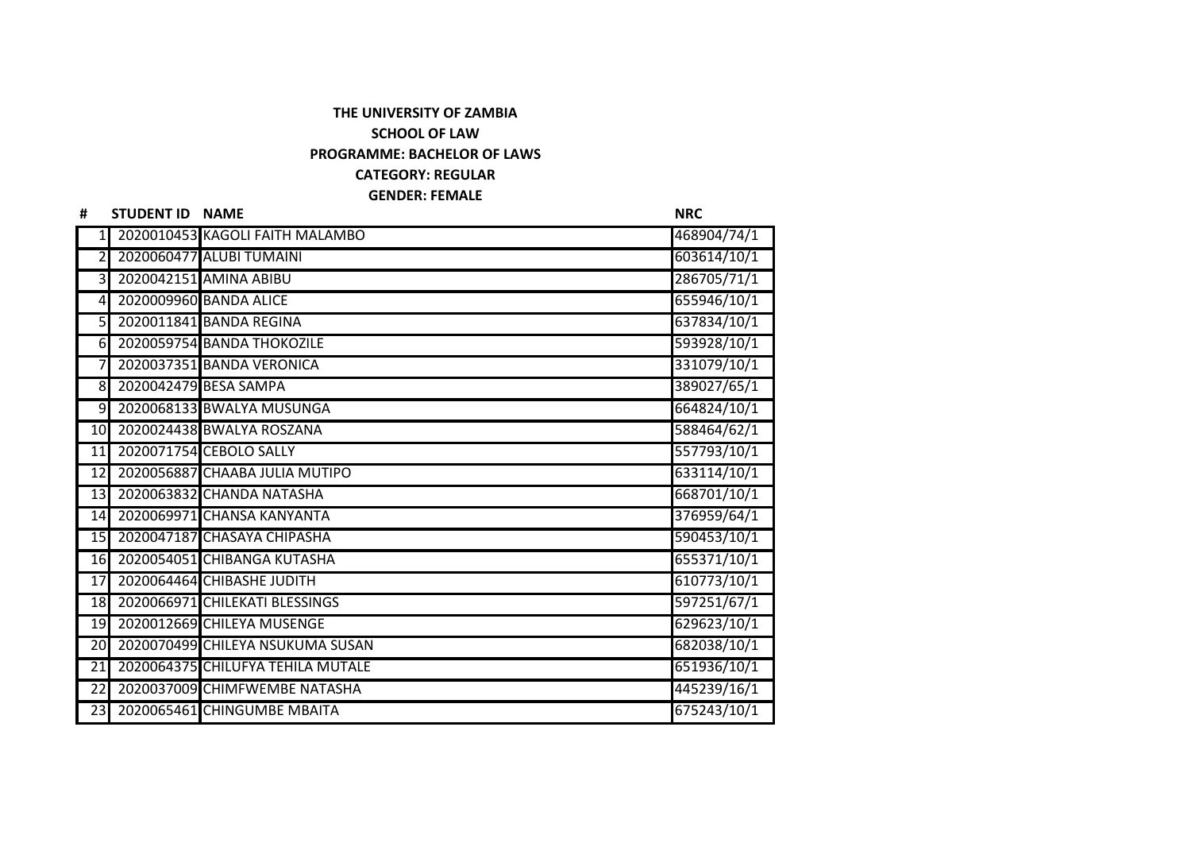**THE UNIVERSITY OF ZAMBIA**

**SCHOOL OF LAW**

**PROGRAMME: BACHELOR OF LAWS**

**CATEGORY: REGULAR**

**GENDER: FEMALE**

| # | STUDENT ID | NAME | NRC |
|---|---|---|---|
| 1 | 2020010453 | KAGOLI FAITH MALAMBO | 468904/74/1 |
| 2 | 2020060477 | ALUBI TUMAINI | 603614/10/1 |
| 3 | 2020042151 | AMINA ABIBU | 286705/71/1 |
| 4 | 2020009960 | BANDA ALICE | 655946/10/1 |
| 5 | 2020011841 | BANDA REGINA | 637834/10/1 |
| 6 | 2020059754 | BANDA THOKOZILE | 593928/10/1 |
| 7 | 2020037351 | BANDA VERONICA | 331079/10/1 |
| 8 | 2020042479 | BESA SAMPA | 389027/65/1 |
| 9 | 2020068133 | BWALYA MUSUNGA | 664824/10/1 |
| 10 | 2020024438 | BWALYA ROSZANA | 588464/62/1 |
| 11 | 2020071754 | CEBOLO SALLY | 557793/10/1 |
| 12 | 2020056887 | CHAABA JULIA MUTIPO | 633114/10/1 |
| 13 | 2020063832 | CHANDA NATASHA | 668701/10/1 |
| 14 | 2020069971 | CHANSA KANYANTA | 376959/64/1 |
| 15 | 2020047187 | CHASAYA CHIPASHA | 590453/10/1 |
| 16 | 2020054051 | CHIBANGA KUTASHA | 655371/10/1 |
| 17 | 2020064464 | CHIBASHE JUDITH | 610773/10/1 |
| 18 | 2020066971 | CHILEKATI BLESSINGS | 597251/67/1 |
| 19 | 2020012669 | CHILEYA MUSENGE | 629623/10/1 |
| 20 | 2020070499 | CHILEYA NSUKUMA SUSAN | 682038/10/1 |
| 21 | 2020064375 | CHILUFYA TEHILA MUTALE | 651936/10/1 |
| 22 | 2020037009 | CHIMFWEMBE NATASHA | 445239/16/1 |
| 23 | 2020065461 | CHINGUMBE MBAITA | 675243/10/1 |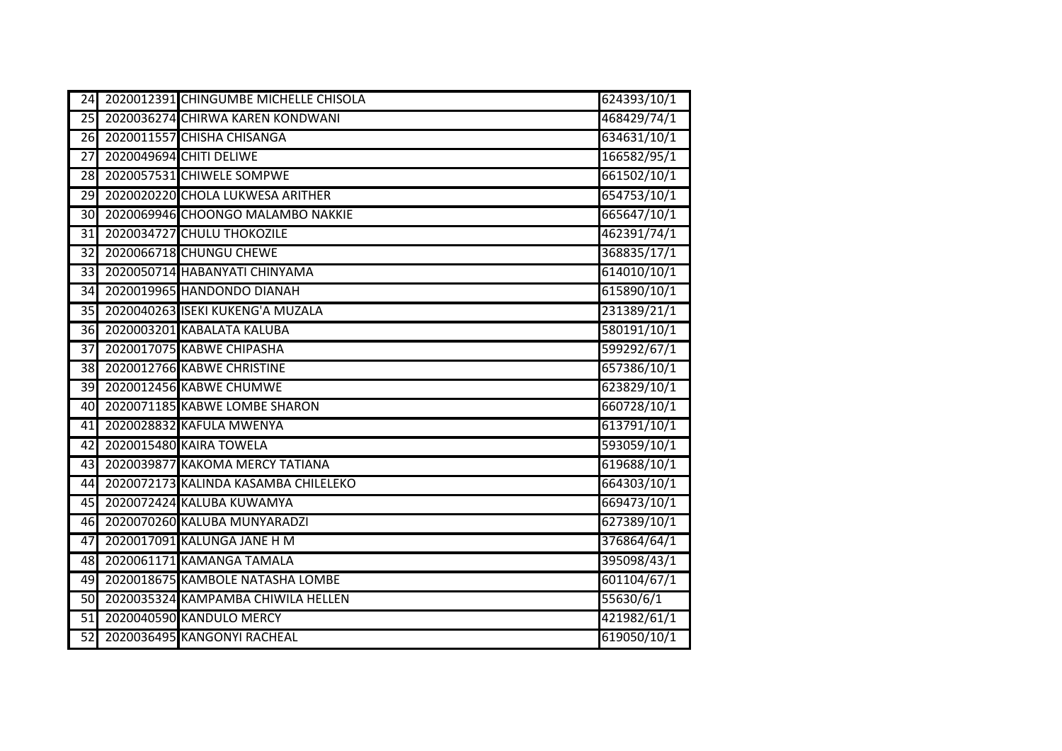| 24 | 2020012391 | CHINGUMBE MICHELLE CHISOLA | 624393/10/1 |
|---|---|---|---|
| 25 | 2020036274 | CHIRWA KAREN KONDWANI | 468429/74/1 |
| 26 | 2020011557 | CHISHA CHISANGA | 634631/10/1 |
| 27 | 2020049694 | CHITI DELIWE | 166582/95/1 |
| 28 | 2020057531 | CHIWELE SOMPWE | 661502/10/1 |
| 29 | 2020020220 | CHOLA LUKWESA ARITHER | 654753/10/1 |
| 30 | 2020069946 | CHOONGO MALAMBO NAKKIE | 665647/10/1 |
| 31 | 2020034727 | CHULU THOKOZILE | 462391/74/1 |
| 32 | 2020066718 | CHUNGU CHEWE | 368835/17/1 |
| 33 | 2020050714 | HABANYATI CHINYAMA | 614010/10/1 |
| 34 | 2020019965 | HANDONDO DIANAH | 615890/10/1 |
| 35 | 2020040263 | ISEKI KUKENG'A MUZALA | 231389/21/1 |
| 36 | 2020003201 | KABALATA KALUBA | 580191/10/1 |
| 37 | 2020017075 | KABWE CHIPASHA | 599292/67/1 |
| 38 | 2020012766 | KABWE CHRISTINE | 657386/10/1 |
| 39 | 2020012456 | KABWE CHUMWE | 623829/10/1 |
| 40 | 2020071185 | KABWE LOMBE SHARON | 660728/10/1 |
| 41 | 2020028832 | KAFULA MWENYA | 613791/10/1 |
| 42 | 2020015480 | KAIRA TOWELA | 593059/10/1 |
| 43 | 2020039877 | KAKOMA MERCY TATIANA | 619688/10/1 |
| 44 | 2020072173 | KALINDA KASAMBA CHILELEKO | 664303/10/1 |
| 45 | 2020072424 | KALUBA KUWAMYA | 669473/10/1 |
| 46 | 2020070260 | KALUBA MUNYARADZI | 627389/10/1 |
| 47 | 2020017091 | KALUNGA JANE H M | 376864/64/1 |
| 48 | 2020061171 | KAMANGA TAMALA | 395098/43/1 |
| 49 | 2020018675 | KAMBOLE NATASHA LOMBE | 601104/67/1 |
| 50 | 2020035324 | KAMPAMBA CHIWILA HELLEN | 55630/6/1 |
| 51 | 2020040590 | KANDULO MERCY | 421982/61/1 |
| 52 | 2020036495 | KANGONYI RACHEAL | 619050/10/1 |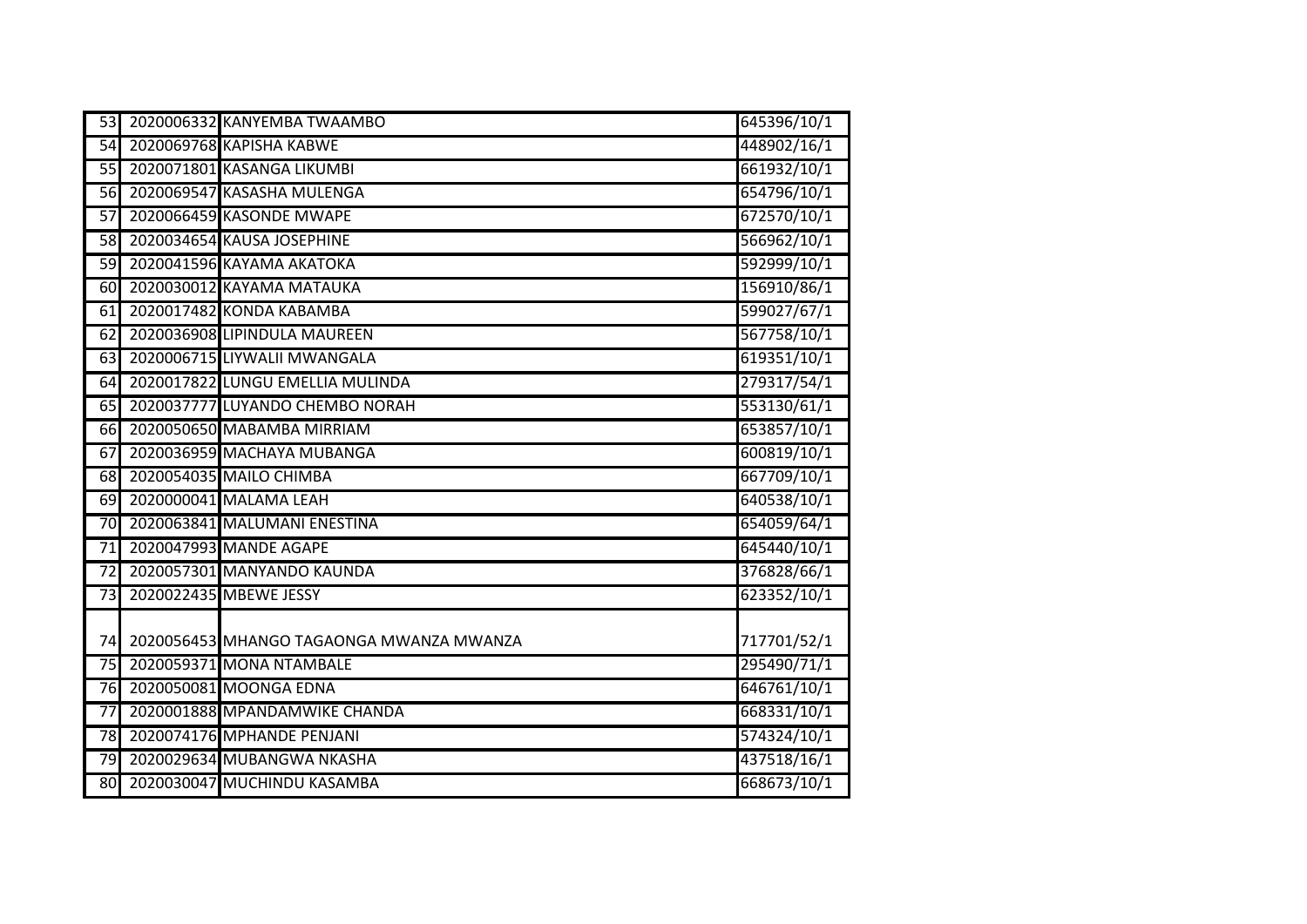| 53 | 2020006332 | KANYEMBA TWAAMBO | 645396/10/1 |
|---|---|---|---|
| 54 | 2020069768 | KAPISHA KABWE | 448902/16/1 |
| 55 | 2020071801 | KASANGA LIKUMBI | 661932/10/1 |
| 56 | 2020069547 | KASASHA MULENGA | 654796/10/1 |
| 57 | 2020066459 | KASONDE MWAPE | 672570/10/1 |
| 58 | 2020034654 | KAUSA JOSEPHINE | 566962/10/1 |
| 59 | 2020041596 | KAYAMA AKATOKA | 592999/10/1 |
| 60 | 2020030012 | KAYAMA MATAUKA | 156910/86/1 |
| 61 | 2020017482 | KONDA KABAMBA | 599027/67/1 |
| 62 | 2020036908 | LIPINDULA MAUREEN | 567758/10/1 |
| 63 | 2020006715 | LIYWALII MWANGALA | 619351/10/1 |
| 64 | 2020017822 | LUNGU EMELLIA MULINDA | 279317/54/1 |
| 65 | 2020037777 | LUYANDO CHEMBO NORAH | 553130/61/1 |
| 66 | 2020050650 | MABAMBA MIRRIAM | 653857/10/1 |
| 67 | 2020036959 | MACHAYA MUBANGA | 600819/10/1 |
| 68 | 2020054035 | MAILO CHIMBA | 667709/10/1 |
| 69 | 2020000041 | MALAMA LEAH | 640538/10/1 |
| 70 | 2020063841 | MALUMANI ENESTINA | 654059/64/1 |
| 71 | 2020047993 | MANDE AGAPE | 645440/10/1 |
| 72 | 2020057301 | MANYANDO KAUNDA | 376828/66/1 |
| 73 | 2020022435 | MBEWE JESSY | 623352/10/1 |
| 74 | 2020056453 | MHANGO TAGAONGA MWANZA MWANZA | 717701/52/1 |
| 75 | 2020059371 | MONA NTAMBALE | 295490/71/1 |
| 76 | 2020050081 | MOONGA EDNA | 646761/10/1 |
| 77 | 2020001888 | MPANDAMWIKE CHANDA | 668331/10/1 |
| 78 | 2020074176 | MPHANDE PENJANI | 574324/10/1 |
| 79 | 2020029634 | MUBANGWA NKASHA | 437518/16/1 |
| 80 | 2020030047 | MUCHINDU KASAMBA | 668673/10/1 |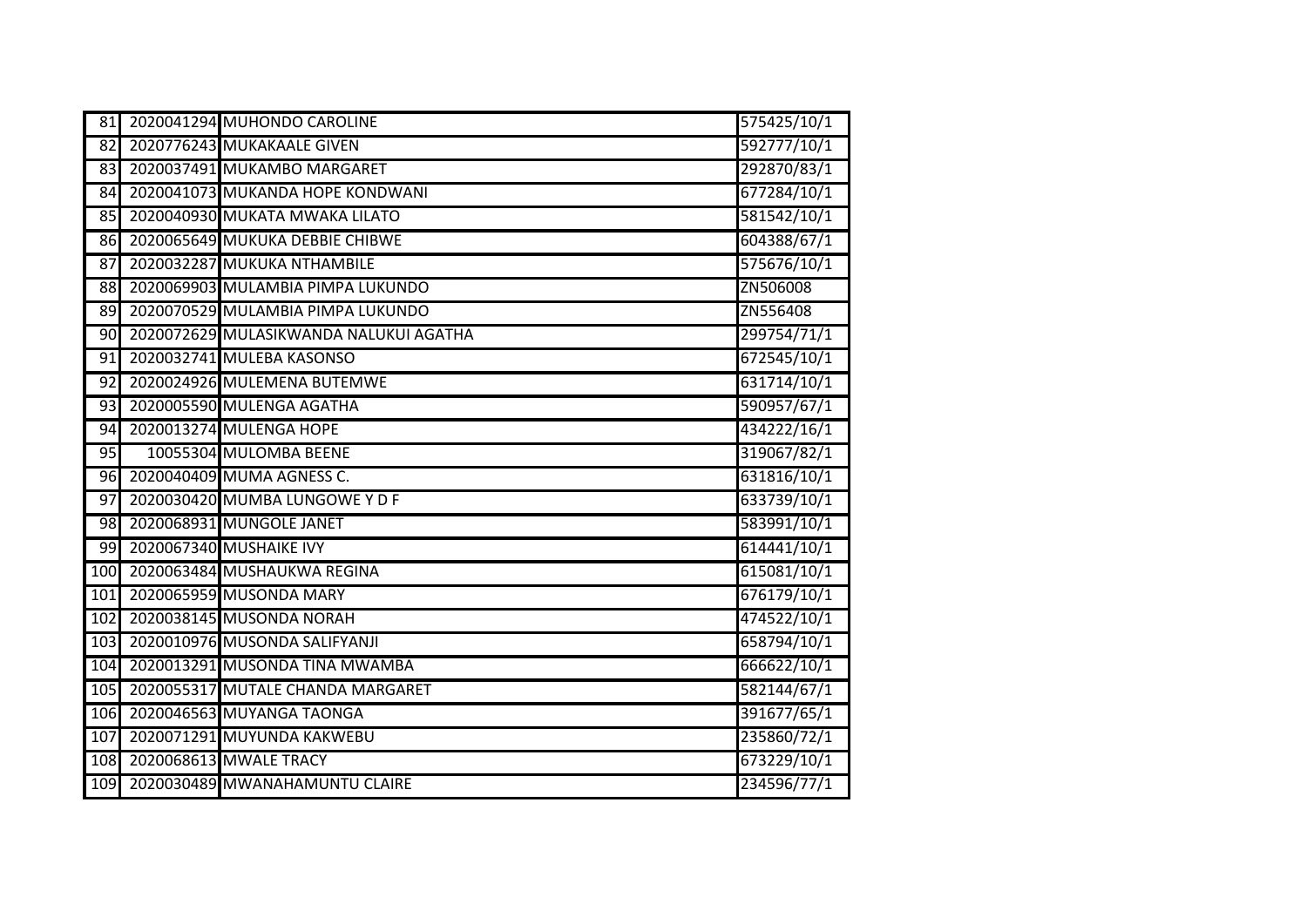| 81 | 2020041294 | MUHONDO CAROLINE | 575425/10/1 |
|---|---|---|---|
| 82 | 2020776243 | MUKAKAALE GIVEN | 592777/10/1 |
| 83 | 2020037491 | MUKAMBO MARGARET | 292870/83/1 |
| 84 | 2020041073 | MUKANDA HOPE KONDWANI | 677284/10/1 |
| 85 | 2020040930 | MUKATA MWAKA LILATO | 581542/10/1 |
| 86 | 2020065649 | MUKUKA DEBBIE CHIBWE | 604388/67/1 |
| 87 | 2020032287 | MUKUKA NTHAMBILE | 575676/10/1 |
| 88 | 2020069903 | MULAMBIA PIMPA LUKUNDO | ZN506008 |
| 89 | 2020070529 | MULAMBIA PIMPA LUKUNDO | ZN556408 |
| 90 | 2020072629 | MULASIKWANDA NALUKUI AGATHA | 299754/71/1 |
| 91 | 2020032741 | MULEBA KASONSO | 672545/10/1 |
| 92 | 2020024926 | MULEMENA BUTEMWE | 631714/10/1 |
| 93 | 2020005590 | MULENGA AGATHA | 590957/67/1 |
| 94 | 2020013274 | MULENGA HOPE | 434222/16/1 |
| 95 | 10055304 | MULOMBA BEENE | 319067/82/1 |
| 96 | 2020040409 | MUMA AGNESS C. | 631816/10/1 |
| 97 | 2020030420 | MUMBA LUNGOWE Y D F | 633739/10/1 |
| 98 | 2020068931 | MUNGOLE JANET | 583991/10/1 |
| 99 | 2020067340 | MUSHAIKE IVY | 614441/10/1 |
| 100 | 2020063484 | MUSHAUKWA REGINA | 615081/10/1 |
| 101 | 2020065959 | MUSONDA MARY | 676179/10/1 |
| 102 | 2020038145 | MUSONDA NORAH | 474522/10/1 |
| 103 | 2020010976 | MUSONDA SALIFYANJI | 658794/10/1 |
| 104 | 2020013291 | MUSONDA TINA MWAMBA | 666622/10/1 |
| 105 | 2020055317 | MUTALE CHANDA MARGARET | 582144/67/1 |
| 106 | 2020046563 | MUYANGA TAONGA | 391677/65/1 |
| 107 | 2020071291 | MUYUNDA KAKWEBU | 235860/72/1 |
| 108 | 2020068613 | MWALE TRACY | 673229/10/1 |
| 109 | 2020030489 | MWANAHAMUNTU CLAIRE | 234596/77/1 |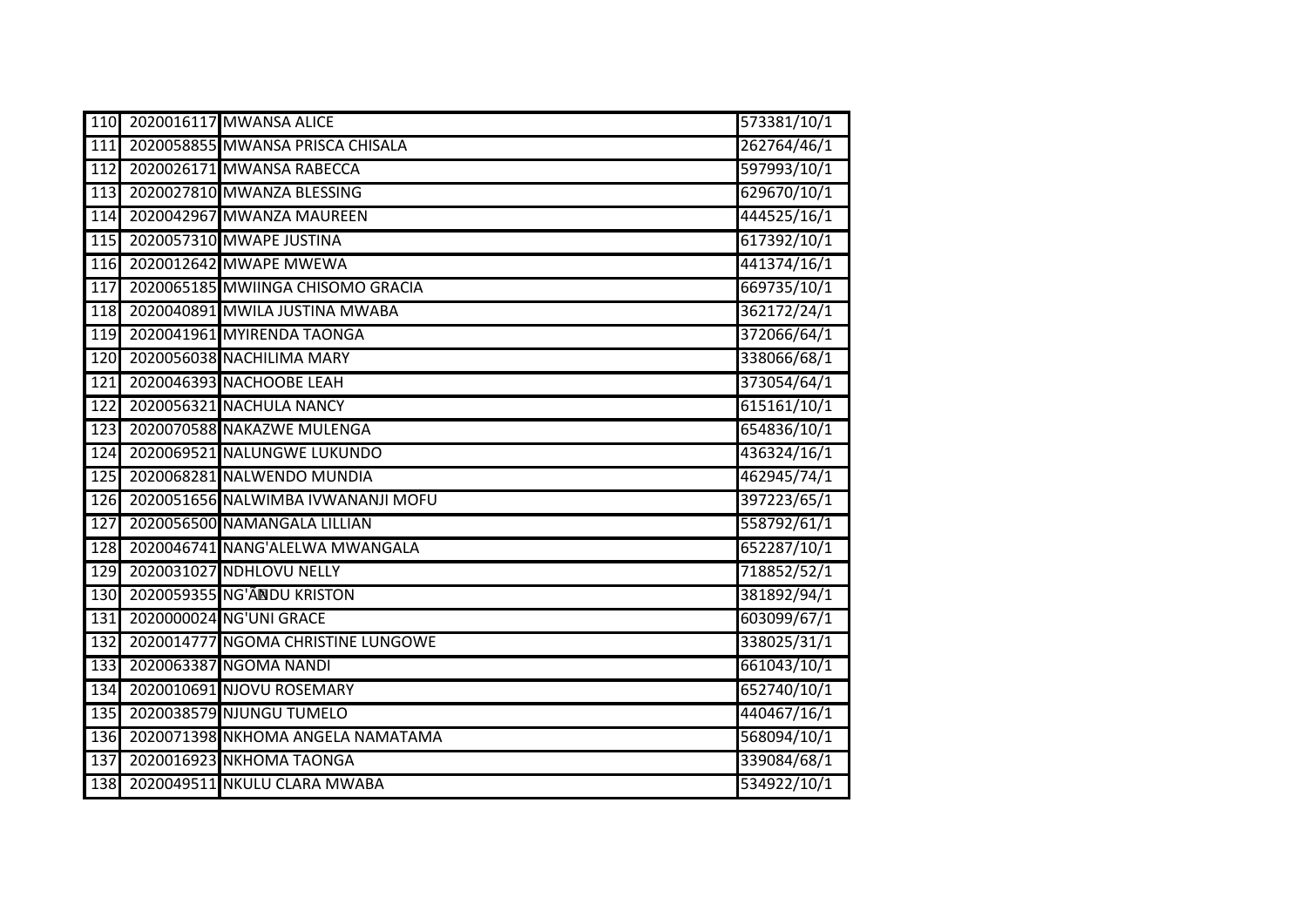| | | | |
|---|---|---|---|
| 110 | 2020016117 | MWANSA ALICE | 573381/10/1 |
| 111 | 2020058855 | MWANSA PRISCA CHISALA | 262764/46/1 |
| 112 | 2020026171 | MWANSA RABECCA | 597993/10/1 |
| 113 | 2020027810 | MWANZA BLESSING | 629670/10/1 |
| 114 | 2020042967 | MWANZA MAUREEN | 444525/16/1 |
| 115 | 2020057310 | MWAPE JUSTINA | 617392/10/1 |
| 116 | 2020012642 | MWAPE MWEWA | 441374/16/1 |
| 117 | 2020065185 | MWIINGA CHISOMO GRACIA | 669735/10/1 |
| 118 | 2020040891 | MWILA JUSTINA MWABA | 362172/24/1 |
| 119 | 2020041961 | MYIRENDA TAONGA | 372066/64/1 |
| 120 | 2020056038 | NACHILIMA MARY | 338066/68/1 |
| 121 | 2020046393 | NACHOOBE LEAH | 373054/64/1 |
| 122 | 2020056321 | NACHULA NANCY | 615161/10/1 |
| 123 | 2020070588 | NAKAZWE MULENGA | 654836/10/1 |
| 124 | 2020069521 | NALUNGWE LUKUNDO | 436324/16/1 |
| 125 | 2020068281 | NALWENDO MUNDIA | 462945/74/1 |
| 126 | 2020051656 | NALWIMBA IVWANANJI MOFU | 397223/65/1 |
| 127 | 2020056500 | NAMANGALA LILLIAN | 558792/61/1 |
| 128 | 2020046741 | NANG'ALELWA MWANGALA | 652287/10/1 |
| 129 | 2020031027 | NDHLOVU NELLY | 718852/52/1 |
| 130 | 2020059355 | NG'ÂNDU KRISTON | 381892/94/1 |
| 131 | 2020000024 | NG'UNI GRACE | 603099/67/1 |
| 132 | 2020014777 | NGOMA CHRISTINE LUNGOWE | 338025/31/1 |
| 133 | 2020063387 | NGOMA NANDI | 661043/10/1 |
| 134 | 2020010691 | NJOVU ROSEMARY | 652740/10/1 |
| 135 | 2020038579 | NJUNGU TUMELO | 440467/16/1 |
| 136 | 2020071398 | NKHOMA ANGELA NAMATAMA | 568094/10/1 |
| 137 | 2020016923 | NKHOMA TAONGA | 339084/68/1 |
| 138 | 2020049511 | NKULU CLARA MWABA | 534922/10/1 |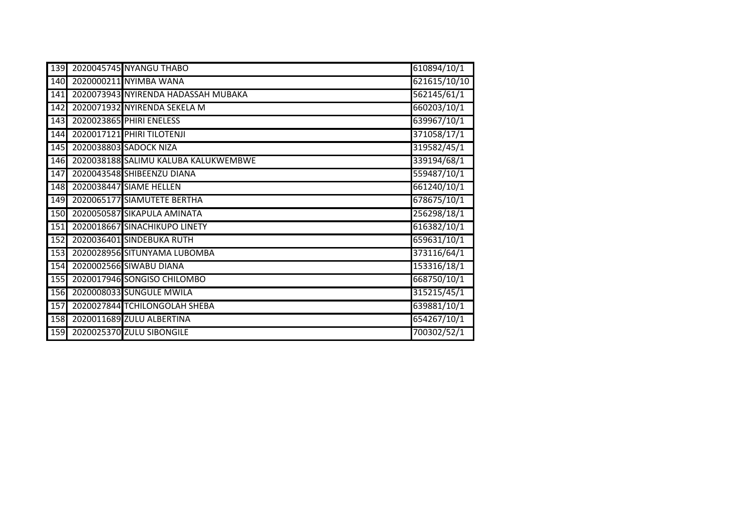| | | | |
|---|---|---|---|
| 139 | 2020045745 | NYANGU THABO | 610894/10/1 |
| 140 | 2020000211 | NYIMBA WANA | 621615/10/10 |
| 141 | 2020073943 | NYIRENDA HADASSAH MUBAKA | 562145/61/1 |
| 142 | 2020071932 | NYIRENDA SEKELA M | 660203/10/1 |
| 143 | 2020023865 | PHIRI ENELESS | 639967/10/1 |
| 144 | 2020017121 | PHIRI TILOTENJI | 371058/17/1 |
| 145 | 2020038803 | SADOCK NIZA | 319582/45/1 |
| 146 | 2020038188 | SALIMU KALUBA KALUKWEMBWE | 339194/68/1 |
| 147 | 2020043548 | SHIBEENZU DIANA | 559487/10/1 |
| 148 | 2020038447 | SIAME HELLEN | 661240/10/1 |
| 149 | 2020065177 | SIAMUTETE BERTHA | 678675/10/1 |
| 150 | 2020050587 | SIKAPULA AMINATA | 256298/18/1 |
| 151 | 2020018667 | SINACHIKUPO LINETY | 616382/10/1 |
| 152 | 2020036401 | SINDEBUKA RUTH | 659631/10/1 |
| 153 | 2020028956 | SITUNYAMA LUBOMBA | 373116/64/1 |
| 154 | 2020002566 | SIWABU DIANA | 153316/18/1 |
| 155 | 2020017946 | SONGISO CHILOMBO | 668750/10/1 |
| 156 | 2020008033 | SUNGULE MWILA | 315215/45/1 |
| 157 | 2020027844 | TCHILONGOLAH SHEBA | 639881/10/1 |
| 158 | 2020011689 | ZULU ALBERTINA | 654267/10/1 |
| 159 | 2020025370 | ZULU SIBONGILE | 700302/52/1 |